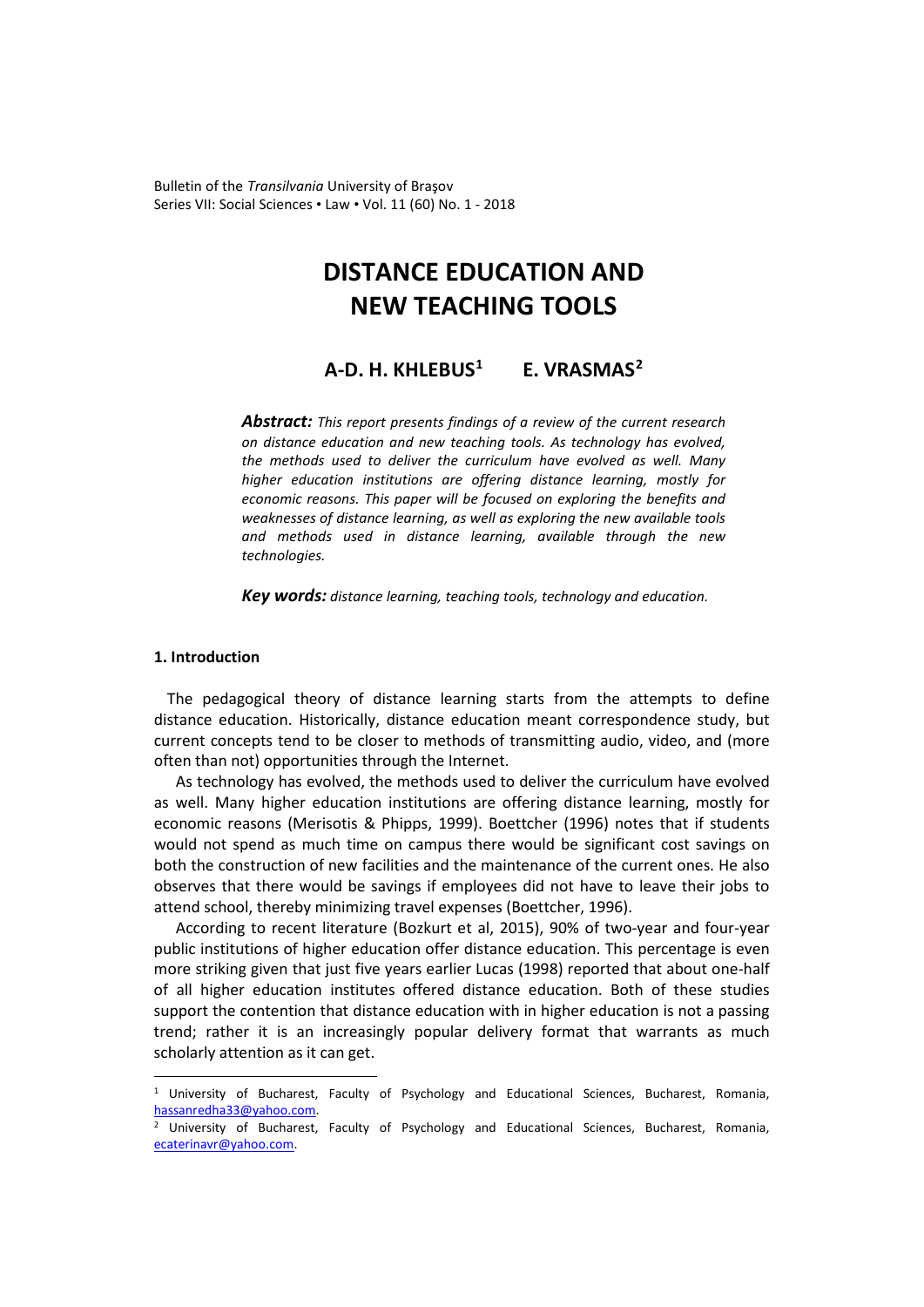# DISTANCE EDUCATION AND NEW TEACHING TOOLS

**A-D. H. KHLEBUS[1]    E. VRASMAS[2]**

***Abstract:*** *This report presents findings of a review of the current research on distance education and new teaching tools. As technology has evolved, the methods used to deliver the curriculum have evolved as well. Many higher education institutions are offering distance learning, mostly for economic reasons. This paper will be focused on exploring the benefits and weaknesses of distance learning, as well as exploring the new available tools and methods used in distance learning, available through the new technologies.*

***Key words:*** *distance learning, teaching tools, technology and education.*

## 1. Introduction

The pedagogical theory of distance learning starts from the attempts to define distance education. Historically, distance education meant correspondence study, but current concepts tend to be closer to methods of transmitting audio, video, and (more often than not) opportunities through the Internet.

As technology has evolved, the methods used to deliver the curriculum have evolved as well. Many higher education institutions are offering distance learning, mostly for economic reasons (Merisotis & Phipps, 1999). Boettcher (1996) notes that if students would not spend as much time on campus there would be significant cost savings on both the construction of new facilities and the maintenance of the current ones. He also observes that there would be savings if employees did not have to leave their jobs to attend school, thereby minimizing travel expenses (Boettcher, 1996).

According to recent literature (Bozkurt et al, 2015), 90% of two-year and four-year public institutions of higher education offer distance education. This percentage is even more striking given that just five years earlier Lucas (1998) reported that about one-half of all higher education institutes offered distance education. Both of these studies support the contention that distance education with in higher education is not a passing trend; rather it is an increasingly popular delivery format that warrants as much scholarly attention as it can get.

---

[1] University of Bucharest, Faculty of Psychology and Educational Sciences, Bucharest, Romania, hassanredha33@yahoo.com.

[2] University of Bucharest, Faculty of Psychology and Educational Sciences, Bucharest, Romania, ecaterinavr@yahoo.com.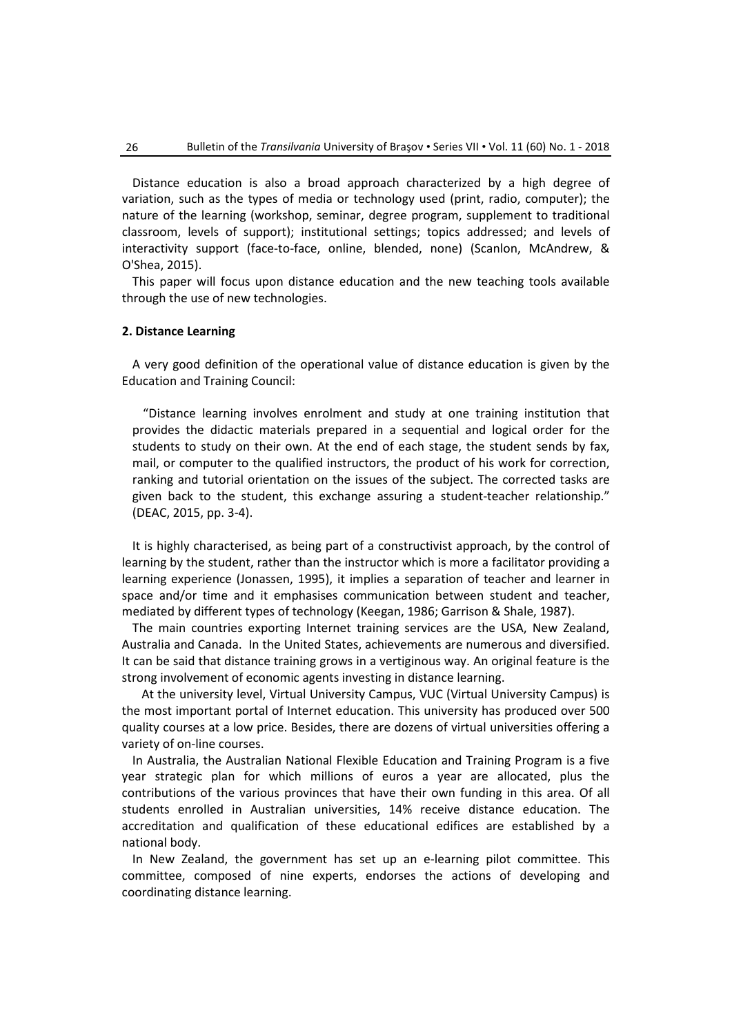Distance education is also a broad approach characterized by a high degree of variation, such as the types of media or technology used (print, radio, computer); the nature of the learning (workshop, seminar, degree program, supplement to traditional classroom, levels of support); institutional settings; topics addressed; and levels of interactivity support (face-to-face, online, blended, none) (Scanlon, McAndrew, & O'Shea, 2015).

This paper will focus upon distance education and the new teaching tools available through the use of new technologies.

## 2. Distance Learning

A very good definition of the operational value of distance education is given by the Education and Training Council:

> "Distance learning involves enrolment and study at one training institution that provides the didactic materials prepared in a sequential and logical order for the students to study on their own. At the end of each stage, the student sends by fax, mail, or computer to the qualified instructors, the product of his work for correction, ranking and tutorial orientation on the issues of the subject. The corrected tasks are given back to the student, this exchange assuring a student-teacher relationship." (DEAC, 2015, pp. 3-4).

It is highly characterised, as being part of a constructivist approach, by the control of learning by the student, rather than the instructor which is more a facilitator providing a learning experience (Jonassen, 1995), it implies a separation of teacher and learner in space and/or time and it emphasises communication between student and teacher, mediated by different types of technology (Keegan, 1986; Garrison & Shale, 1987).

The main countries exporting Internet training services are the USA, New Zealand, Australia and Canada. In the United States, achievements are numerous and diversified. It can be said that distance training grows in a vertiginous way. An original feature is the strong involvement of economic agents investing in distance learning.

At the university level, Virtual University Campus, VUC (Virtual University Campus) is the most important portal of Internet education. This university has produced over 500 quality courses at a low price. Besides, there are dozens of virtual universities offering a variety of on-line courses.

In Australia, the Australian National Flexible Education and Training Program is a five year strategic plan for which millions of euros a year are allocated, plus the contributions of the various provinces that have their own funding in this area. Of all students enrolled in Australian universities, 14% receive distance education. The accreditation and qualification of these educational edifices are established by a national body.

In New Zealand, the government has set up an e-learning pilot committee. This committee, composed of nine experts, endorses the actions of developing and coordinating distance learning.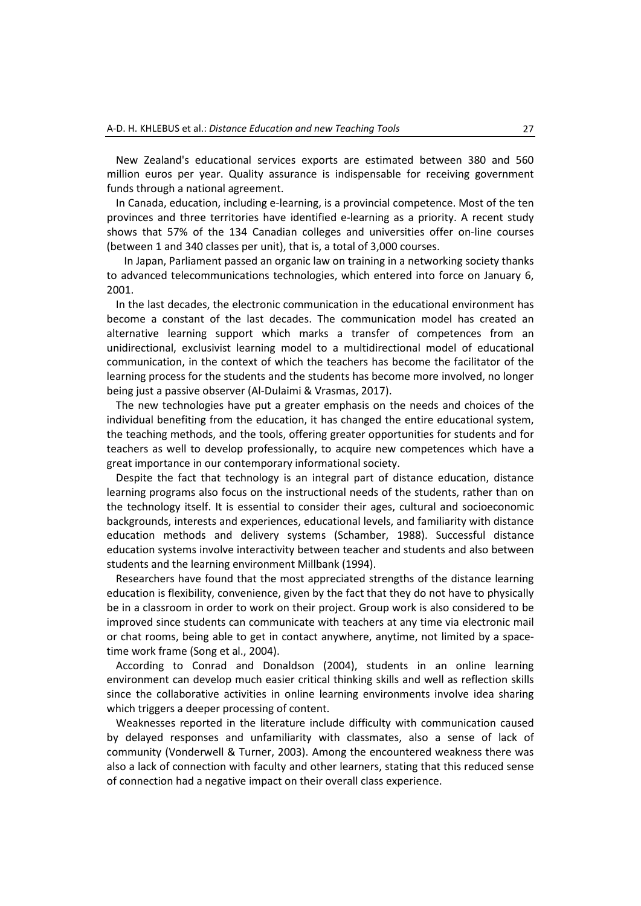New Zealand's educational services exports are estimated between 380 and 560 million euros per year. Quality assurance is indispensable for receiving government funds through a national agreement.

In Canada, education, including e-learning, is a provincial competence. Most of the ten provinces and three territories have identified e-learning as a priority. A recent study shows that 57% of the 134 Canadian colleges and universities offer on-line courses (between 1 and 340 classes per unit), that is, a total of 3,000 courses.

In Japan, Parliament passed an organic law on training in a networking society thanks to advanced telecommunications technologies, which entered into force on January 6, 2001.

In the last decades, the electronic communication in the educational environment has become a constant of the last decades. The communication model has created an alternative learning support which marks a transfer of competences from an unidirectional, exclusivist learning model to a multidirectional model of educational communication, in the context of which the teachers has become the facilitator of the learning process for the students and the students has become more involved, no longer being just a passive observer (Al-Dulaimi & Vrasmas, 2017).

The new technologies have put a greater emphasis on the needs and choices of the individual benefiting from the education, it has changed the entire educational system, the teaching methods, and the tools, offering greater opportunities for students and for teachers as well to develop professionally, to acquire new competences which have a great importance in our contemporary informational society.

Despite the fact that technology is an integral part of distance education, distance learning programs also focus on the instructional needs of the students, rather than on the technology itself. It is essential to consider their ages, cultural and socioeconomic backgrounds, interests and experiences, educational levels, and familiarity with distance education methods and delivery systems (Schamber, 1988). Successful distance education systems involve interactivity between teacher and students and also between students and the learning environment Millbank (1994).

Researchers have found that the most appreciated strengths of the distance learning education is flexibility, convenience, given by the fact that they do not have to physically be in a classroom in order to work on their project. Group work is also considered to be improved since students can communicate with teachers at any time via electronic mail or chat rooms, being able to get in contact anywhere, anytime, not limited by a space-time work frame (Song et al., 2004).

According to Conrad and Donaldson (2004), students in an online learning environment can develop much easier critical thinking skills and well as reflection skills since the collaborative activities in online learning environments involve idea sharing which triggers a deeper processing of content.

Weaknesses reported in the literature include difficulty with communication caused by delayed responses and unfamiliarity with classmates, also a sense of lack of community (Vonderwell & Turner, 2003). Among the encountered weakness there was also a lack of connection with faculty and other learners, stating that this reduced sense of connection had a negative impact on their overall class experience.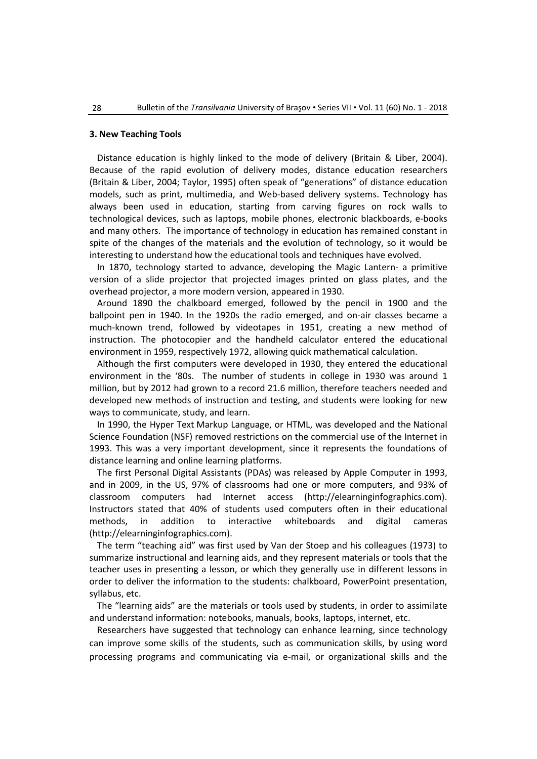### 3. New Teaching Tools

Distance education is highly linked to the mode of delivery (Britain & Liber, 2004). Because of the rapid evolution of delivery modes, distance education researchers (Britain & Liber, 2004; Taylor, 1995) often speak of "generations" of distance education models, such as print, multimedia, and Web-based delivery systems. Technology has always been used in education, starting from carving figures on rock walls to technological devices, such as laptops, mobile phones, electronic blackboards, e-books and many others. The importance of technology in education has remained constant in spite of the changes of the materials and the evolution of technology, so it would be interesting to understand how the educational tools and techniques have evolved.

In 1870, technology started to advance, developing the Magic Lantern- a primitive version of a slide projector that projected images printed on glass plates, and the overhead projector, a more modern version, appeared in 1930.

Around 1890 the chalkboard emerged, followed by the pencil in 1900 and the ballpoint pen in 1940. In the 1920s the radio emerged, and on-air classes became a much-known trend, followed by videotapes in 1951, creating a new method of instruction. The photocopier and the handheld calculator entered the educational environment in 1959, respectively 1972, allowing quick mathematical calculation.

Although the first computers were developed in 1930, they entered the educational environment in the '80s. The number of students in college in 1930 was around 1 million, but by 2012 had grown to a record 21.6 million, therefore teachers needed and developed new methods of instruction and testing, and students were looking for new ways to communicate, study, and learn.

In 1990, the Hyper Text Markup Language, or HTML, was developed and the National Science Foundation (NSF) removed restrictions on the commercial use of the Internet in 1993. This was a very important development, since it represents the foundations of distance learning and online learning platforms.

The first Personal Digital Assistants (PDAs) was released by Apple Computer in 1993, and in 2009, in the US, 97% of classrooms had one or more computers, and 93% of classroom computers had Internet access (http://elearninginfographics.com). Instructors stated that 40% of students used computers often in their educational methods, in addition to interactive whiteboards and digital cameras (http://elearninginfographics.com).

The term "teaching aid" was first used by Van der Stoep and his colleagues (1973) to summarize instructional and learning aids, and they represent materials or tools that the teacher uses in presenting a lesson, or which they generally use in different lessons in order to deliver the information to the students: chalkboard, PowerPoint presentation, syllabus, etc.

The "learning aids" are the materials or tools used by students, in order to assimilate and understand information: notebooks, manuals, books, laptops, internet, etc.

Researchers have suggested that technology can enhance learning, since technology can improve some skills of the students, such as communication skills, by using word processing programs and communicating via e-mail, or organizational skills and the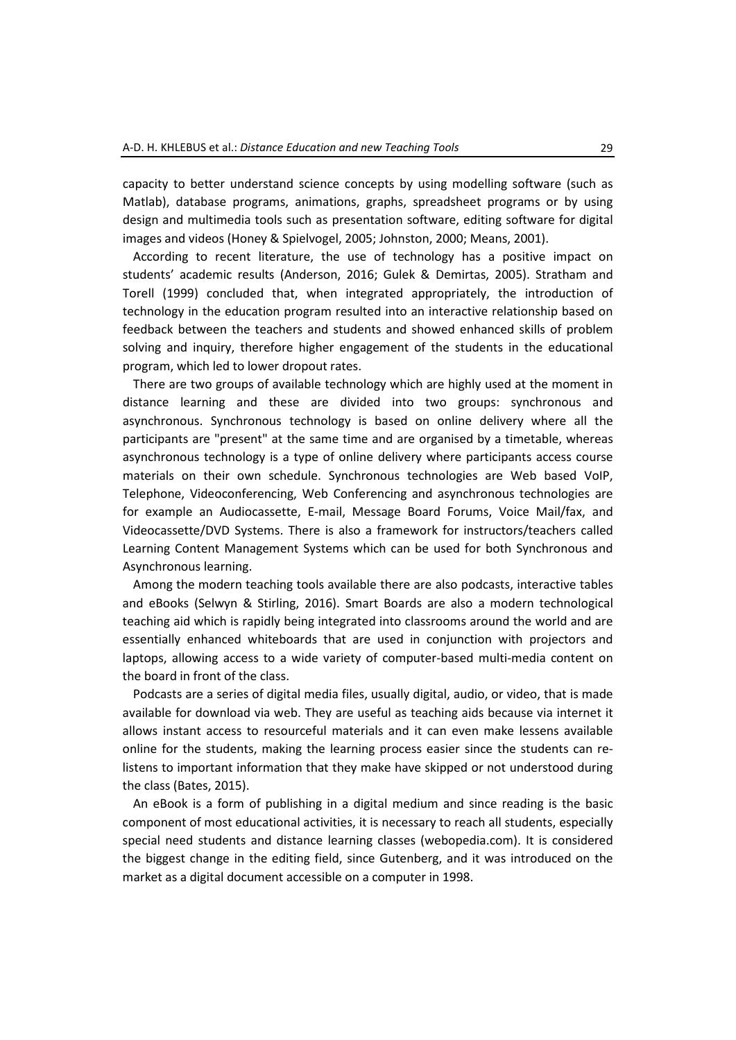capacity to better understand science concepts by using modelling software (such as Matlab), database programs, animations, graphs, spreadsheet programs or by using design and multimedia tools such as presentation software, editing software for digital images and videos (Honey & Spielvogel, 2005; Johnston, 2000; Means, 2001).

According to recent literature, the use of technology has a positive impact on students' academic results (Anderson, 2016; Gulek & Demirtas, 2005). Stratham and Torell (1999) concluded that, when integrated appropriately, the introduction of technology in the education program resulted into an interactive relationship based on feedback between the teachers and students and showed enhanced skills of problem solving and inquiry, therefore higher engagement of the students in the educational program, which led to lower dropout rates.

There are two groups of available technology which are highly used at the moment in distance learning and these are divided into two groups: synchronous and asynchronous. Synchronous technology is based on online delivery where all the participants are "present" at the same time and are organised by a timetable, whereas asynchronous technology is a type of online delivery where participants access course materials on their own schedule. Synchronous technologies are Web based VoIP, Telephone, Videoconferencing, Web Conferencing and asynchronous technologies are for example an Audiocassette, E-mail, Message Board Forums, Voice Mail/fax, and Videocassette/DVD Systems. There is also a framework for instructors/teachers called Learning Content Management Systems which can be used for both Synchronous and Asynchronous learning.

Among the modern teaching tools available there are also podcasts, interactive tables and eBooks (Selwyn & Stirling, 2016). Smart Boards are also a modern technological teaching aid which is rapidly being integrated into classrooms around the world and are essentially enhanced whiteboards that are used in conjunction with projectors and laptops, allowing access to a wide variety of computer-based multi-media content on the board in front of the class.

Podcasts are a series of digital media files, usually digital, audio, or video, that is made available for download via web. They are useful as teaching aids because via internet it allows instant access to resourceful materials and it can even make lessens available online for the students, making the learning process easier since the students can re-listens to important information that they make have skipped or not understood during the class (Bates, 2015).

An eBook is a form of publishing in a digital medium and since reading is the basic component of most educational activities, it is necessary to reach all students, especially special need students and distance learning classes (webopedia.com). It is considered the biggest change in the editing field, since Gutenberg, and it was introduced on the market as a digital document accessible on a computer in 1998.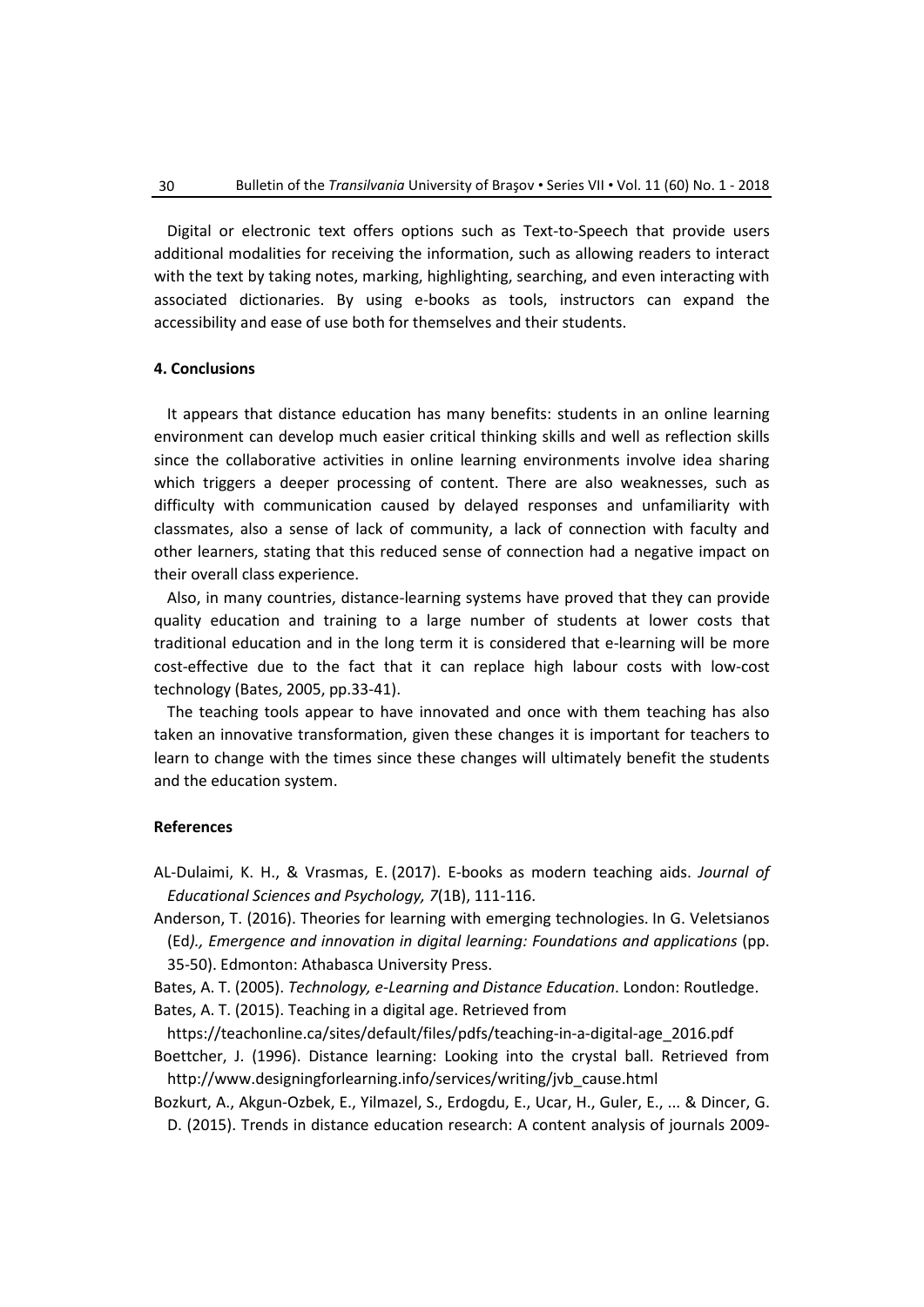Digital or electronic text offers options such as Text-to-Speech that provide users additional modalities for receiving the information, such as allowing readers to interact with the text by taking notes, marking, highlighting, searching, and even interacting with associated dictionaries. By using e-books as tools, instructors can expand the accessibility and ease of use both for themselves and their students.

## 4. Conclusions

It appears that distance education has many benefits: students in an online learning environment can develop much easier critical thinking skills and well as reflection skills since the collaborative activities in online learning environments involve idea sharing which triggers a deeper processing of content. There are also weaknesses, such as difficulty with communication caused by delayed responses and unfamiliarity with classmates, also a sense of lack of community, a lack of connection with faculty and other learners, stating that this reduced sense of connection had a negative impact on their overall class experience.

Also, in many countries, distance-learning systems have proved that they can provide quality education and training to a large number of students at lower costs that traditional education and in the long term it is considered that e-learning will be more cost-effective due to the fact that it can replace high labour costs with low-cost technology (Bates, 2005, pp.33-41).

The teaching tools appear to have innovated and once with them teaching has also taken an innovative transformation, given these changes it is important for teachers to learn to change with the times since these changes will ultimately benefit the students and the education system.

## References

AL-Dulaimi, K. H., & Vrasmas, E. (2017). E-books as modern teaching aids. *Journal of Educational Sciences and Psychology, 7*(1B), 111-116.

Anderson, T. (2016). Theories for learning with emerging technologies. In G. Veletsianos (Ed*)., Emergence and innovation in digital learning: Foundations and applications* (pp. 35-50). Edmonton: Athabasca University Press.

Bates, A. T. (2005). *Technology, e-Learning and Distance Education*. London: Routledge.

Bates, A. T. (2015). Teaching in a digital age. Retrieved from https://teachonline.ca/sites/default/files/pdfs/teaching-in-a-digital-age_2016.pdf

Boettcher, J. (1996). Distance learning: Looking into the crystal ball. Retrieved from http://www.designingforlearning.info/services/writing/jvb_cause.html

Bozkurt, A., Akgun-Ozbek, E., Yilmazel, S., Erdogdu, E., Ucar, H., Guler, E., ... & Dincer, G. D. (2015). Trends in distance education research: A content analysis of journals 2009-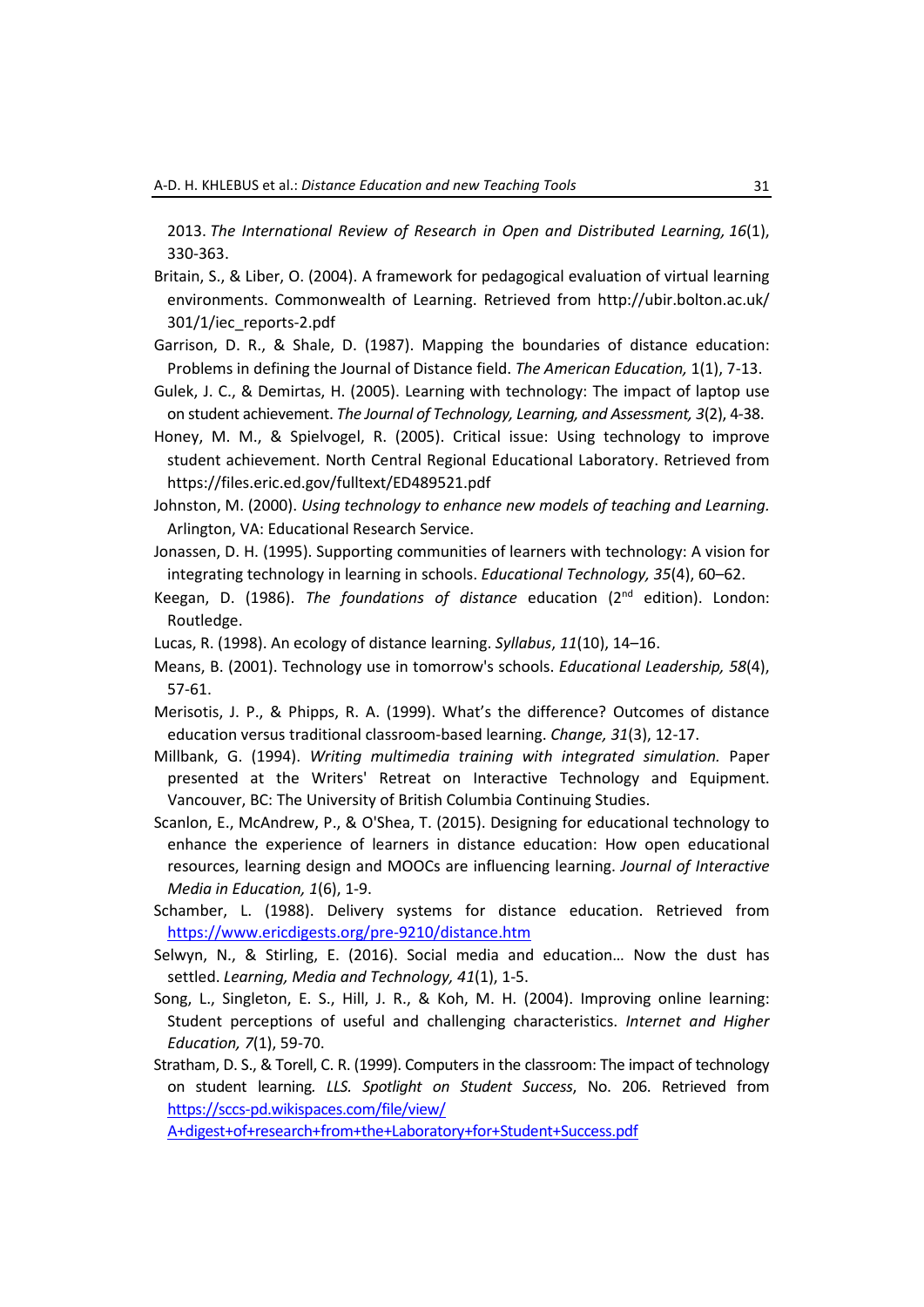2013. *The International Review of Research in Open and Distributed Learning, 16*(1), 330-363.

Britain, S., & Liber, O. (2004). A framework for pedagogical evaluation of virtual learning environments. Commonwealth of Learning. Retrieved from http://ubir.bolton.ac.uk/301/1/iec_reports-2.pdf

Garrison, D. R., & Shale, D. (1987). Mapping the boundaries of distance education: Problems in defining the Journal of Distance field. *The American Education,* 1(1), 7-13.

Gulek, J. C., & Demirtas, H. (2005). Learning with technology: The impact of laptop use on student achievement. *The Journal of Technology, Learning, and Assessment, 3*(2), 4-38.

Honey, M. M., & Spielvogel, R. (2005). Critical issue: Using technology to improve student achievement. North Central Regional Educational Laboratory. Retrieved from https://files.eric.ed.gov/fulltext/ED489521.pdf

Johnston, M. (2000). *Using technology to enhance new models of teaching and Learning.* Arlington, VA: Educational Research Service.

Jonassen, D. H. (1995). Supporting communities of learners with technology: A vision for integrating technology in learning in schools. *Educational Technology, 35*(4), 60–62.

Keegan, D. (1986). *The foundations of distance* education (2nd edition). London: Routledge.

Lucas, R. (1998). An ecology of distance learning. *Syllabus*, *11*(10), 14–16.

Means, B. (2001). Technology use in tomorrow's schools. *Educational Leadership, 58*(4), 57-61.

Merisotis, J. P., & Phipps, R. A. (1999). What's the difference? Outcomes of distance education versus traditional classroom-based learning. *Change, 31*(3), 12-17.

Millbank, G. (1994). *Writing multimedia training with integrated simulation.* Paper presented at the Writers' Retreat on Interactive Technology and Equipment. Vancouver, BC: The University of British Columbia Continuing Studies.

Scanlon, E., McAndrew, P., & O'Shea, T. (2015). Designing for educational technology to enhance the experience of learners in distance education: How open educational resources, learning design and MOOCs are influencing learning. *Journal of Interactive Media in Education, 1*(6), 1-9.

Schamber, L. (1988). Delivery systems for distance education. Retrieved from https://www.ericdigests.org/pre-9210/distance.htm

Selwyn, N., & Stirling, E. (2016). Social media and education… Now the dust has settled. *Learning, Media and Technology, 41*(1), 1-5.

Song, L., Singleton, E. S., Hill, J. R., & Koh, M. H. (2004). Improving online learning: Student perceptions of useful and challenging characteristics. *Internet and Higher Education, 7*(1), 59-70.

Stratham, D. S., & Torell, C. R. (1999). Computers in the classroom: The impact of technology on student learning. *LLS. Spotlight on Student Success*, No. 206. Retrieved from https://sccs-pd.wikispaces.com/file/view/A+digest+of+research+from+the+Laboratory+for+Student+Success.pdf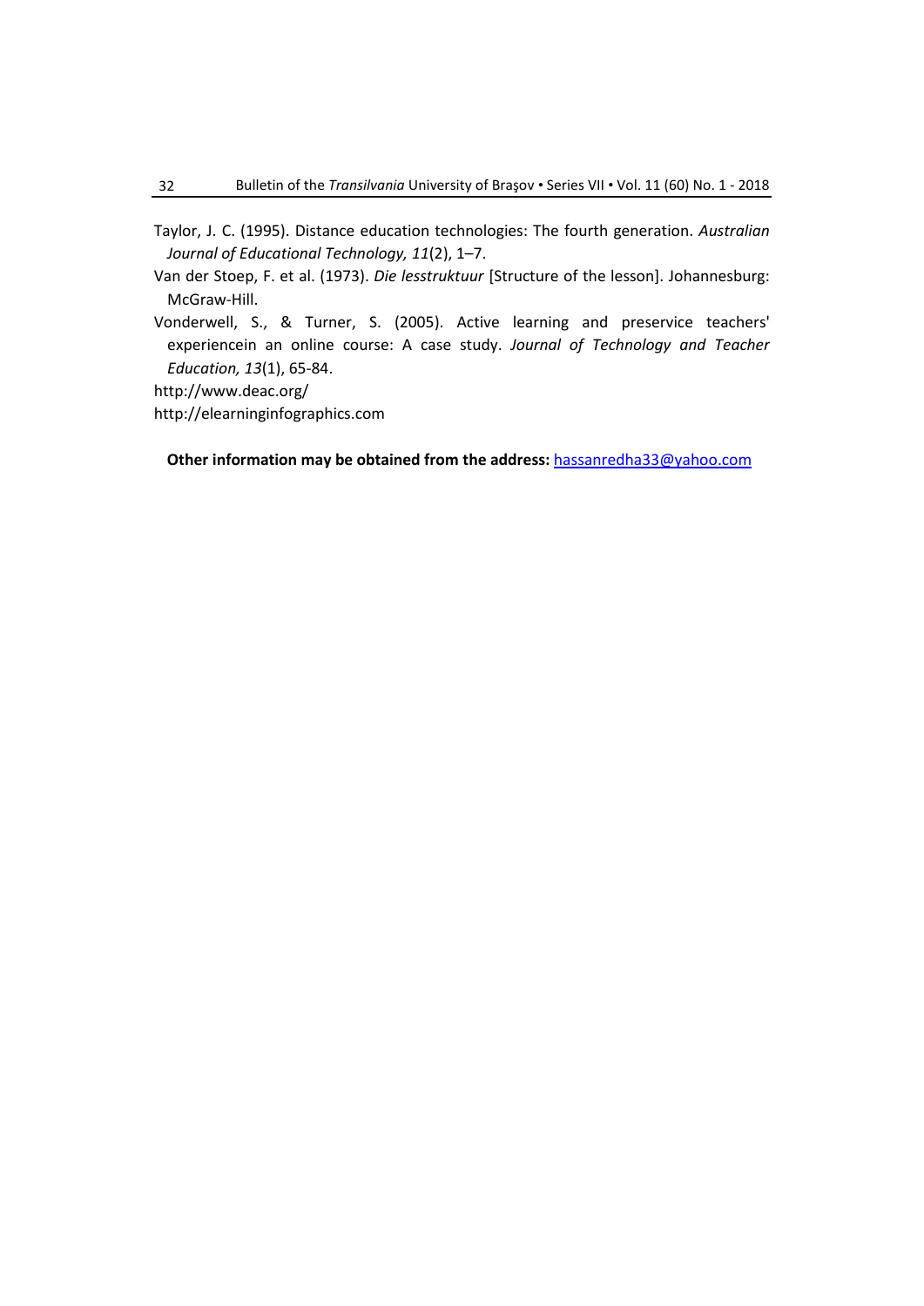Taylor, J. C. (1995). Distance education technologies: The fourth generation. *Australian Journal of Educational Technology, 11*(2), 1–7.

Van der Stoep, F. et al. (1973). *Die lesstruktuur* [Structure of the lesson]. Johannesburg: McGraw-Hill.

Vonderwell, S., & Turner, S. (2005). Active learning and preservice teachers' experiencein an online course: A case study. *Journal of Technology and Teacher Education, 13*(1), 65-84.

http://www.deac.org/

http://elearninginfographics.com

**Other information may be obtained from the address:** hassanredha33@yahoo.com